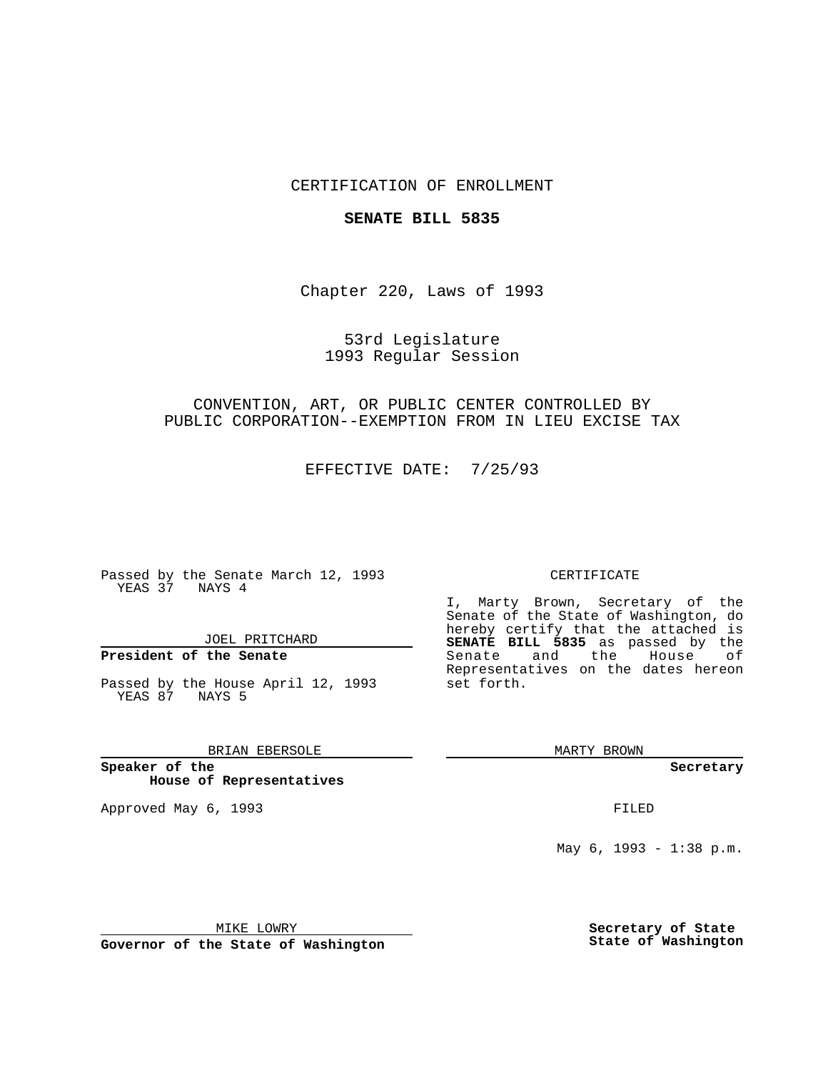CERTIFICATION OF ENROLLMENT

**SENATE BILL 5835**

Chapter 220, Laws of 1993

53rd Legislature
1993 Regular Session

CONVENTION, ART, OR PUBLIC CENTER CONTROLLED BY PUBLIC CORPORATION--EXEMPTION FROM IN LIEU EXCISE TAX

EFFECTIVE DATE: 7/25/93

Passed by the Senate March 12, 1993
YEAS 37 NAYS 4

JOEL PRITCHARD

**President of the Senate**

Passed by the House April 12, 1993
YEAS 87 NAYS 5

BRIAN EBERSOLE

**Speaker of the House of Representatives**

Approved May 6, 1993

MIKE LOWRY

**Governor of the State of Washington**

CERTIFICATE

I, Marty Brown, Secretary of the Senate of the State of Washington, do hereby certify that the attached is **SENATE BILL 5835** as passed by the Senate and the House of Representatives on the dates hereon set forth.

MARTY BROWN

**Secretary**

FILED

May 6, 1993 - 1:38 p.m.

**Secretary of State**
**State of Washington**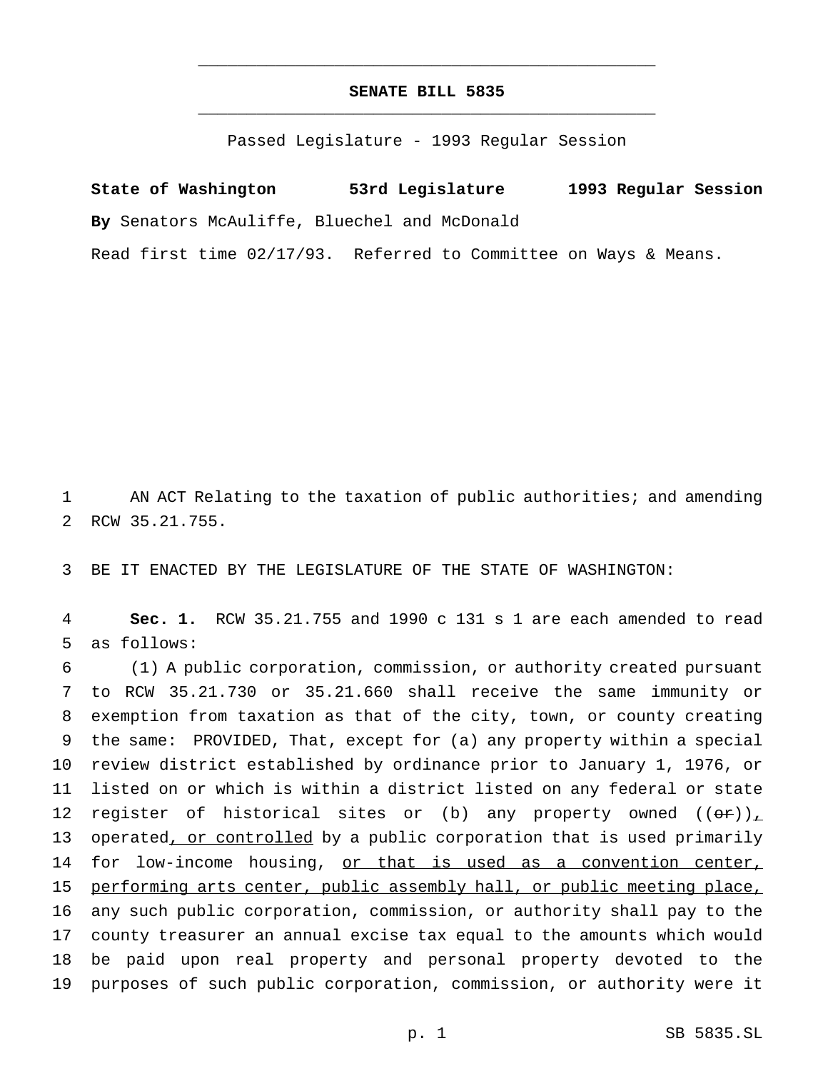# SENATE BILL 5835

Passed Legislature - 1993 Regular Session

**State of Washington 53rd Legislature 1993 Regular Session**

**By** Senators McAuliffe, Bluechel and McDonald

Read first time 02/17/93. Referred to Committee on Ways & Means.

1 AN ACT Relating to the taxation of public authorities; and amending
2 RCW 35.21.755.

3 BE IT ENACTED BY THE LEGISLATURE OF THE STATE OF WASHINGTON:

4 **Sec. 1.** RCW 35.21.755 and 1990 c 131 s 1 are each amended to read
5 as follows:

6 (1) A public corporation, commission, or authority created pursuant
7 to RCW 35.21.730 or 35.21.660 shall receive the same immunity or
8 exemption from taxation as that of the city, town, or county creating
9 the same: PROVIDED, That, except for (a) any property within a special
10 review district established by ordinance prior to January 1, 1976, or
11 listed on or which is within a district listed on any federal or state
12 register of historical sites or (b) any property owned ((~~or~~))<ins>,</ins>
13 operated<ins>, or controlled</ins> by a public corporation that is used primarily
14 for low-income housing, <ins>or that is used as a convention center,</ins>
15 <ins>performing arts center, public assembly hall, or public meeting place,</ins>
16 any such public corporation, commission, or authority shall pay to the
17 county treasurer an annual excise tax equal to the amounts which would
18 be paid upon real property and personal property devoted to the
19 purposes of such public corporation, commission, or authority were it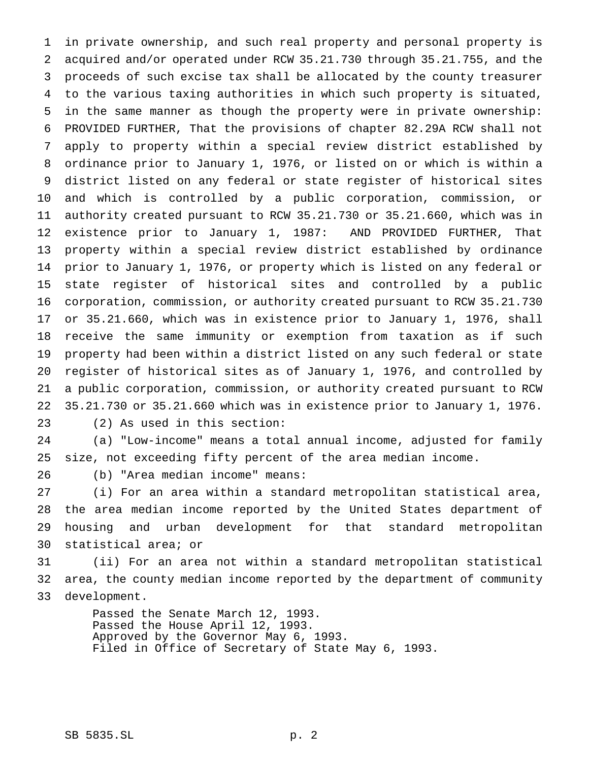in private ownership, and such real property and personal property is acquired and/or operated under RCW 35.21.730 through 35.21.755, and the proceeds of such excise tax shall be allocated by the county treasurer to the various taxing authorities in which such property is situated, in the same manner as though the property were in private ownership: PROVIDED FURTHER, That the provisions of chapter 82.29A RCW shall not apply to property within a special review district established by ordinance prior to January 1, 1976, or listed on or which is within a district listed on any federal or state register of historical sites and which is controlled by a public corporation, commission, or authority created pursuant to RCW 35.21.730 or 35.21.660, which was in existence prior to January 1, 1987: AND PROVIDED FURTHER, That property within a special review district established by ordinance prior to January 1, 1976, or property which is listed on any federal or state register of historical sites and controlled by a public corporation, commission, or authority created pursuant to RCW 35.21.730 or 35.21.660, which was in existence prior to January 1, 1976, shall receive the same immunity or exemption from taxation as if such property had been within a district listed on any such federal or state register of historical sites as of January 1, 1976, and controlled by a public corporation, commission, or authority created pursuant to RCW 35.21.730 or 35.21.660 which was in existence prior to January 1, 1976.

(2) As used in this section:

(a) "Low-income" means a total annual income, adjusted for family size, not exceeding fifty percent of the area median income.

(b) "Area median income" means:

(i) For an area within a standard metropolitan statistical area, the area median income reported by the United States department of housing and urban development for that standard metropolitan statistical area; or

(ii) For an area not within a standard metropolitan statistical area, the county median income reported by the department of community development.

Passed the Senate March 12, 1993.
Passed the House April 12, 1993.
Approved by the Governor May 6, 1993.
Filed in Office of Secretary of State May 6, 1993.